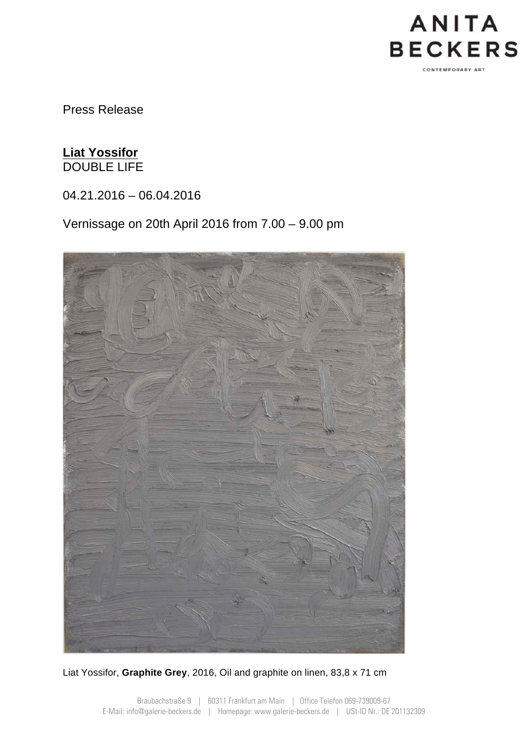Press Release

**Liat Yossifor**
DOUBLE LIFE

04.21.2016 – 06.04.2016

Vernissage on 20th April 2016 from 7.00 – 9.00 pm

Liat Yossifor, **Graphite Grey**, 2016, Oil and graphite on linen, 83,8 x 71 cm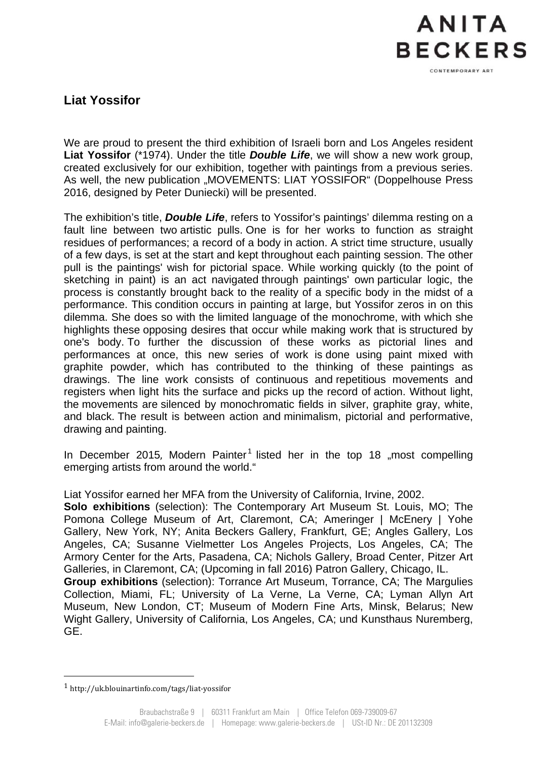## Liat Yossifor

We are proud to present the third exhibition of Israeli born and Los Angeles resident **Liat Yossifor** (*1974). Under the title ***Double Life***, we will show a new work group, created exclusively for our exhibition, together with paintings from a previous series. As well, the new publication „MOVEMENTS: LIAT YOSSIFOR“ (Doppelhouse Press 2016, designed by Peter Duniecki) will be presented.

The exhibition's title, ***Double Life***, refers to Yossifor's paintings' dilemma resting on a fault line between two artistic pulls. One is for her works to function as straight residues of performances; a record of a body in action. A strict time structure, usually of a few days, is set at the start and kept throughout each painting session. The other pull is the paintings' wish for pictorial space. While working quickly (to the point of sketching in paint) is an act navigated through paintings' own particular logic, the process is constantly brought back to the reality of a specific body in the midst of a performance. This condition occurs in painting at large, but Yossifor zeros in on this dilemma. She does so with the limited language of the monochrome, with which she highlights these opposing desires that occur while making work that is structured by one's body. To further the discussion of these works as pictorial lines and performances at once, this new series of work is done using paint mixed with graphite powder, which has contributed to the thinking of these paintings as drawings. The line work consists of continuous and repetitious movements and registers when light hits the surface and picks up the record of action. Without light, the movements are silenced by monochromatic fields in silver, graphite gray, white, and black. The result is between action and minimalism, pictorial and performative, drawing and painting.

In December 2015, Modern Painter[1] listed her in the top 18 „most compelling emerging artists from around the world.“

Liat Yossifor earned her MFA from the University of California, Irvine, 2002.
**Solo exhibitions** (selection): The Contemporary Art Museum St. Louis, MO; The Pomona College Museum of Art, Claremont, CA; Ameringer | McEnery | Yohe Gallery, New York, NY; Anita Beckers Gallery, Frankfurt, GE; Angles Gallery, Los Angeles, CA; Susanne Vielmetter Los Angeles Projects, Los Angeles, CA; The Armory Center for the Arts, Pasadena, CA; Nichols Gallery, Broad Center, Pitzer Art Galleries, in Claremont, CA; (Upcoming in fall 2016) Patron Gallery, Chicago, IL.
**Group exhibitions** (selection): Torrance Art Museum, Torrance, CA; The Margulies Collection, Miami, FL; University of La Verne, La Verne, CA; Lyman Allyn Art Museum, New London, CT; Museum of Modern Fine Arts, Minsk, Belarus; New Wight Gallery, University of California, Los Angeles, CA; und Kunsthaus Nuremberg, GE.

[1] http://uk.blouinartinfo.com/tags/liat-yossifor